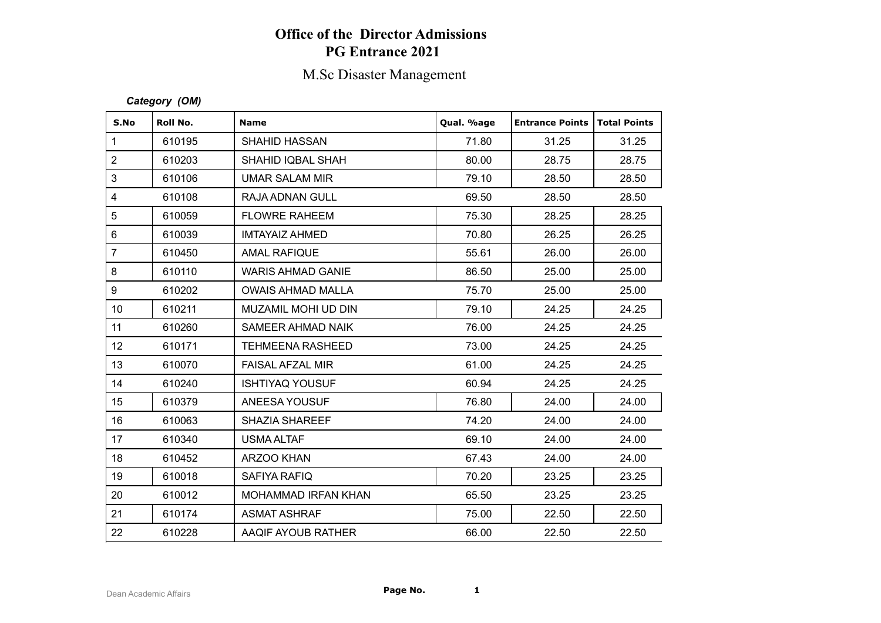# Office of the Director Admissions
## PG Entrance 2021

### M.Sc Disaster Management

***Category (OM)***

| S.No | Roll No. | Name | Qual. %age | Entrance Points | Total Points |
|---|---|---|---|---|---|
| 1 | 610195 | SHAHID HASSAN | 71.80 | 31.25 | 31.25 |
| 2 | 610203 | SHAHID IQBAL SHAH | 80.00 | 28.75 | 28.75 |
| 3 | 610106 | UMAR SALAM MIR | 79.10 | 28.50 | 28.50 |
| 4 | 610108 | RAJA ADNAN GULL | 69.50 | 28.50 | 28.50 |
| 5 | 610059 | FLOWRE RAHEEM | 75.30 | 28.25 | 28.25 |
| 6 | 610039 | IMTAYAIZ AHMED | 70.80 | 26.25 | 26.25 |
| 7 | 610450 | AMAL RAFIQUE | 55.61 | 26.00 | 26.00 |
| 8 | 610110 | WARIS AHMAD GANIE | 86.50 | 25.00 | 25.00 |
| 9 | 610202 | OWAIS AHMAD MALLA | 75.70 | 25.00 | 25.00 |
| 10 | 610211 | MUZAMIL MOHI UD DIN | 79.10 | 24.25 | 24.25 |
| 11 | 610260 | SAMEER AHMAD NAIK | 76.00 | 24.25 | 24.25 |
| 12 | 610171 | TEHMEENA RASHEED | 73.00 | 24.25 | 24.25 |
| 13 | 610070 | FAISAL AFZAL MIR | 61.00 | 24.25 | 24.25 |
| 14 | 610240 | ISHTIYAQ YOUSUF | 60.94 | 24.25 | 24.25 |
| 15 | 610379 | ANEESA YOUSUF | 76.80 | 24.00 | 24.00 |
| 16 | 610063 | SHAZIA SHAREEF | 74.20 | 24.00 | 24.00 |
| 17 | 610340 | USMA ALTAF | 69.10 | 24.00 | 24.00 |
| 18 | 610452 | ARZOO KHAN | 67.43 | 24.00 | 24.00 |
| 19 | 610018 | SAFIYA RAFIQ | 70.20 | 23.25 | 23.25 |
| 20 | 610012 | MOHAMMAD IRFAN KHAN | 65.50 | 23.25 | 23.25 |
| 21 | 610174 | ASMAT ASHRAF | 75.00 | 22.50 | 22.50 |
| 22 | 610228 | AAQIF AYOUB RATHER | 66.00 | 22.50 | 22.50 |

Dean Academic Affairs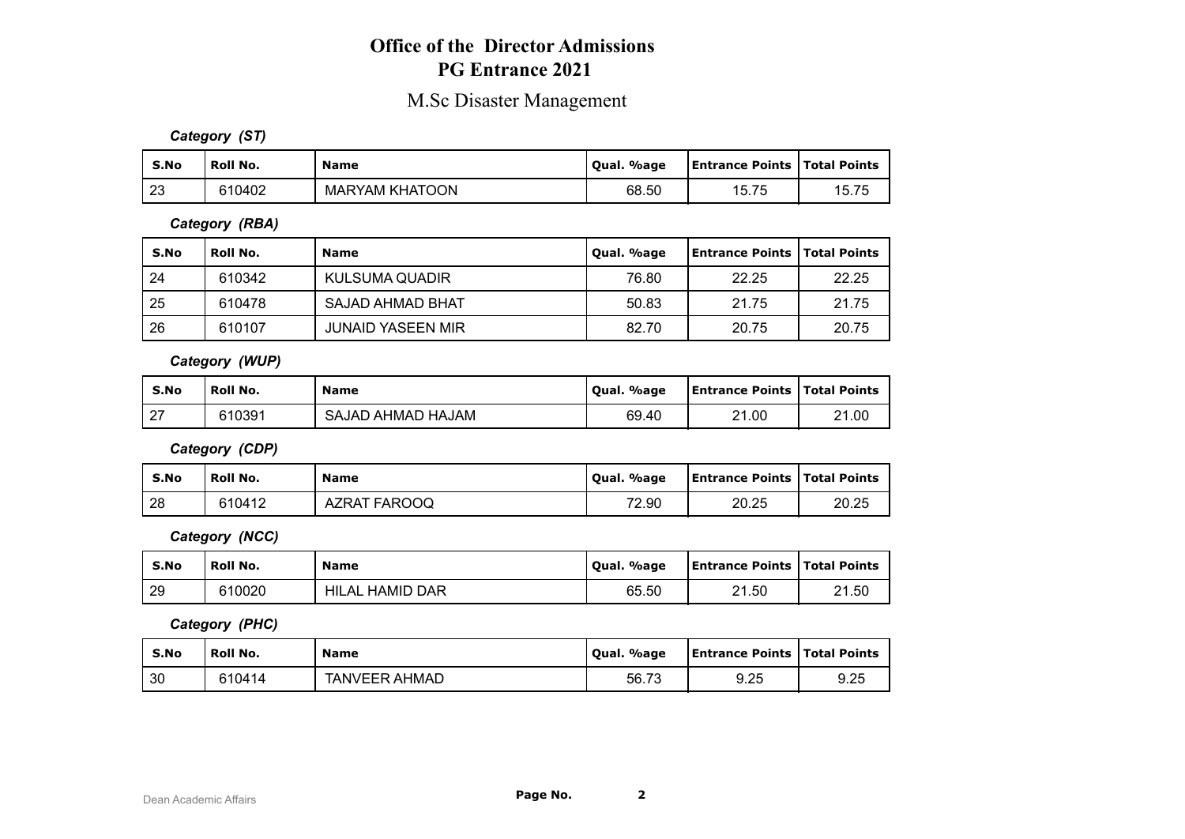# Office of the Director Admissions
# PG Entrance 2021

## M.Sc Disaster Management

***Category (ST)***

| S.No | Roll No. | Name | Qual. %age | Entrance Points | Total Points |
|---|---|---|---|---|---|
| 23 | 610402 | MARYAM KHATOON | 68.50 | 15.75 | 15.75 |

***Category (RBA)***

| S.No | Roll No. | Name | Qual. %age | Entrance Points | Total Points |
|---|---|---|---|---|---|
| 24 | 610342 | KULSUMA QUADIR | 76.80 | 22.25 | 22.25 |
| 25 | 610478 | SAJAD AHMAD BHAT | 50.83 | 21.75 | 21.75 |
| 26 | 610107 | JUNAID YASEEN MIR | 82.70 | 20.75 | 20.75 |

***Category (WUP)***

| S.No | Roll No. | Name | Qual. %age | Entrance Points | Total Points |
|---|---|---|---|---|---|
| 27 | 610391 | SAJAD AHMAD HAJAM | 69.40 | 21.00 | 21.00 |

***Category (CDP)***

| S.No | Roll No. | Name | Qual. %age | Entrance Points | Total Points |
|---|---|---|---|---|---|
| 28 | 610412 | AZRAT FAROOQ | 72.90 | 20.25 | 20.25 |

***Category (NCC)***

| S.No | Roll No. | Name | Qual. %age | Entrance Points | Total Points |
|---|---|---|---|---|---|
| 29 | 610020 | HILAL HAMID DAR | 65.50 | 21.50 | 21.50 |

***Category (PHC)***

| S.No | Roll No. | Name | Qual. %age | Entrance Points | Total Points |
|---|---|---|---|---|---|
| 30 | 610414 | TANVEER AHMAD | 56.73 | 9.25 | 9.25 |

Dean Academic Affairs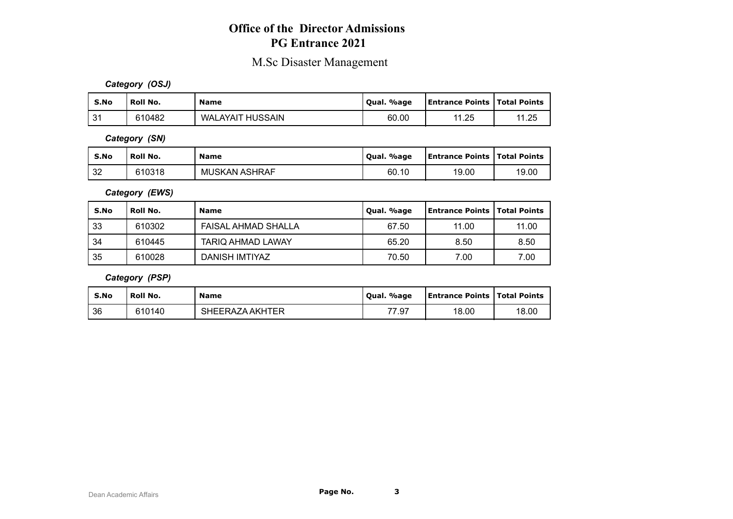# Office of the Director Admissions
## PG Entrance 2021

### M.Sc Disaster Management

***Category (OSJ)***

| S.No | Roll No. | Name | Qual. %age | Entrance Points | Total Points |
|---|---|---|---|---|---|
| 31 | 610482 | WALAYAIT HUSSAIN | 60.00 | 11.25 | 11.25 |

***Category (SN)***

| S.No | Roll No. | Name | Qual. %age | Entrance Points | Total Points |
|---|---|---|---|---|---|
| 32 | 610318 | MUSKAN ASHRAF | 60.10 | 19.00 | 19.00 |

***Category (EWS)***

| S.No | Roll No. | Name | Qual. %age | Entrance Points | Total Points |
|---|---|---|---|---|---|
| 33 | 610302 | FAISAL AHMAD SHALLA | 67.50 | 11.00 | 11.00 |
| 34 | 610445 | TARIQ AHMAD LAWAY | 65.20 | 8.50 | 8.50 |
| 35 | 610028 | DANISH IMTIYAZ | 70.50 | 7.00 | 7.00 |

***Category (PSP)***

| S.No | Roll No. | Name | Qual. %age | Entrance Points | Total Points |
|---|---|---|---|---|---|
| 36 | 610140 | SHEERAZA AKHTER | 77.97 | 18.00 | 18.00 |

Dean Academic Affairs